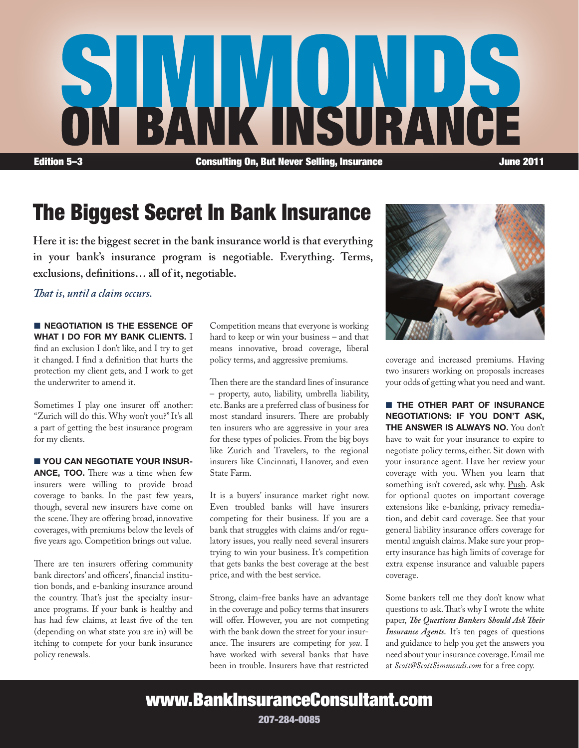# SIMMONDS ON BANK INSURANCE

**Edition 5–3** | **Consulting On, But Never Selling, Insurance** | **June 2011**

## The Biggest Secret In Bank Insurance

**Here it is: the biggest secret in the bank insurance world is that everything in your bank's insurance program is negotiable. Everything. Terms, exclusions, definitions… all of it, negotiable.**

***That is, until a claim occurs.***

**■ NEGOTIATION IS THE ESSENCE OF WHAT I DO FOR MY BANK CLIENTS.** I find an exclusion I don't like, and I try to get it changed. I find a definition that hurts the protection my client gets, and I work to get the underwriter to amend it.

Sometimes I play one insurer off another: "Zurich will do this. Why won't you?" It's all a part of getting the best insurance program for my clients.

**■ YOU CAN NEGOTIATE YOUR INSURANCE, TOO.** There was a time when few insurers were willing to provide broad coverage to banks. In the past few years, though, several new insurers have come on the scene. They are offering broad, innovative coverages, with premiums below the levels of five years ago. Competition brings out value.

There are ten insurers offering community bank directors' and officers', financial institution bonds, and e-banking insurance around the country. That's just the specialty insurance programs. If your bank is healthy and has had few claims, at least five of the ten (depending on what state you are in) will be itching to compete for your bank insurance policy renewals.

Competition means that everyone is working hard to keep or win your business – and that means innovative, broad coverage, liberal policy terms, and aggressive premiums.

Then there are the standard lines of insurance – property, auto, liability, umbrella liability, etc. Banks are a preferred class of business for most standard insurers. There are probably ten insurers who are aggressive in your area for these types of policies. From the big boys like Zurich and Travelers, to the regional insurers like Cincinnati, Hanover, and even State Farm.

It is a buyers' insurance market right now. Even troubled banks will have insurers competing for their business. If you are a bank that struggles with claims and/or regulatory issues, you really need several insurers trying to win your business. It's competition that gets banks the best coverage at the best price, and with the best service.

Strong, claim-free banks have an advantage in the coverage and policy terms that insurers will offer. However, you are not competing with the bank down the street for your insurance. The insurers are competing for *you*. I have worked with several banks that have been in trouble. Insurers have that restricted coverage and increased premiums. Having two insurers working on proposals increases your odds of getting what you need and want.

**■ THE OTHER PART OF INSURANCE NEGOTIATIONS: IF YOU DON'T ASK, THE ANSWER IS ALWAYS NO.** You don't have to wait for your insurance to expire to negotiate policy terms, either. Sit down with your insurance agent. Have her review your coverage with you. When you learn that something isn't covered, ask why. Push. Ask for optional quotes on important coverage extensions like e-banking, privacy remediation, and debit card coverage. See that your general liability insurance offers coverage for mental anguish claims. Make sure your property insurance has high limits of coverage for extra expense insurance and valuable papers coverage.

Some bankers tell me they don't know what questions to ask. That's why I wrote the white paper, ***The Questions Bankers Should Ask Their Insurance Agents***. It's ten pages of questions and guidance to help you get the answers you need about your insurance coverage. Email me at *Scott@ScottSimmonds.com* for a free copy.

**www.BankInsuranceConsultant.com**

**207-284-0085**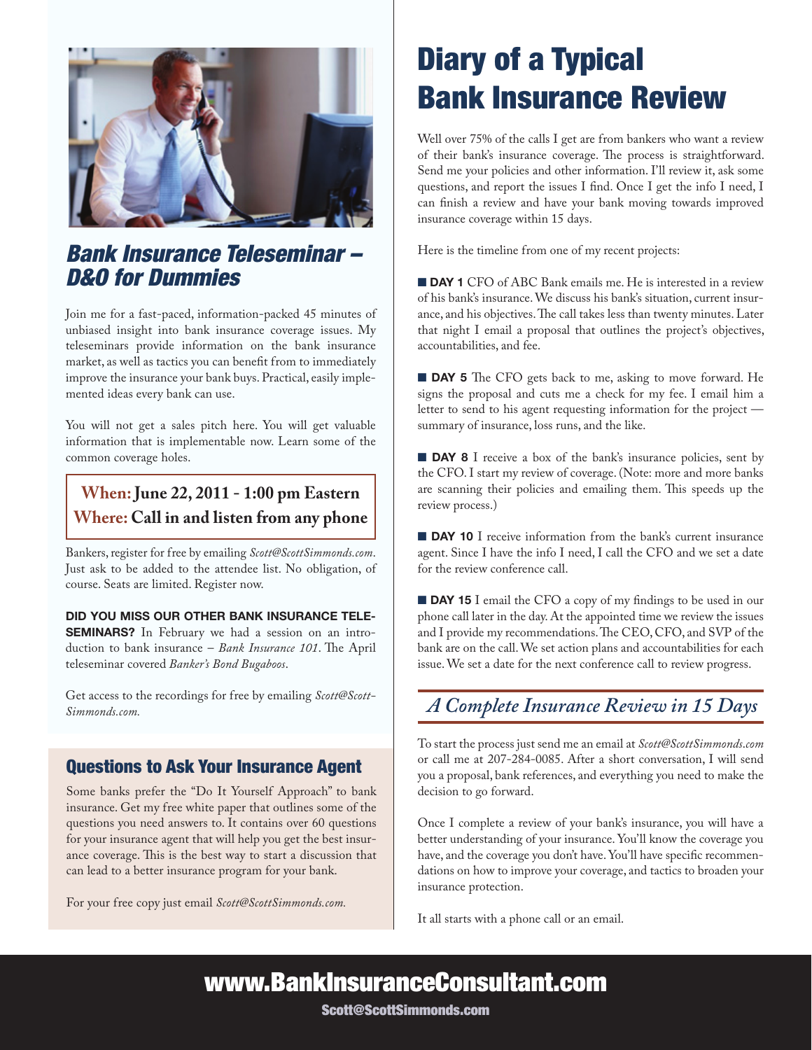## Bank Insurance Teleseminar – D&O for Dummies

Join me for a fast-paced, information-packed 45 minutes of unbiased insight into bank insurance coverage issues. My teleseminars provide information on the bank insurance market, as well as tactics you can benefit from to immediately improve the insurance your bank buys. Practical, easily implemented ideas every bank can use.

You will not get a sales pitch here. You will get valuable information that is implementable now. Learn some of the common coverage holes.

**When: June 22, 2011 - 1:00 pm Eastern**
**Where: Call in and listen from any phone**

Bankers, register for free by emailing *Scott@ScottSimmonds.com*. Just ask to be added to the attendee list. No obligation, of course. Seats are limited. Register now.

**DID YOU MISS OUR OTHER BANK INSURANCE TELESEMINARS?** In February we had a session on an introduction to bank insurance – *Bank Insurance 101*. The April teleseminar covered *Banker's Bond Bugaboos*.

Get access to the recordings for free by emailing *Scott@ScottSimmonds.com.*

## Questions to Ask Your Insurance Agent

Some banks prefer the "Do It Yourself Approach" to bank insurance. Get my free white paper that outlines some of the questions you need answers to. It contains over 60 questions for your insurance agent that will help you get the best insurance coverage. This is the best way to start a discussion that can lead to a better insurance program for your bank.

For your free copy just email *Scott@ScottSimmonds.com.*

# Diary of a Typical Bank Insurance Review

Well over 75% of the calls I get are from bankers who want a review of their bank's insurance coverage. The process is straightforward. Send me your policies and other information. I'll review it, ask some questions, and report the issues I find. Once I get the info I need, I can finish a review and have your bank moving towards improved insurance coverage within 15 days.

Here is the timeline from one of my recent projects:

■ **DAY 1** CFO of ABC Bank emails me. He is interested in a review of his bank's insurance. We discuss his bank's situation, current insurance, and his objectives. The call takes less than twenty minutes. Later that night I email a proposal that outlines the project's objectives, accountabilities, and fee.

■ **DAY 5** The CFO gets back to me, asking to move forward. He signs the proposal and cuts me a check for my fee. I email him a letter to send to his agent requesting information for the project — summary of insurance, loss runs, and the like.

■ **DAY 8** I receive a box of the bank's insurance policies, sent by the CFO. I start my review of coverage. (Note: more and more banks are scanning their policies and emailing them. This speeds up the review process.)

■ **DAY 10** I receive information from the bank's current insurance agent. Since I have the info I need, I call the CFO and we set a date for the review conference call.

■ **DAY 15** I email the CFO a copy of my findings to be used in our phone call later in the day. At the appointed time we review the issues and I provide my recommendations. The CEO, CFO, and SVP of the bank are on the call. We set action plans and accountabilities for each issue. We set a date for the next conference call to review progress.

## *A Complete Insurance Review in 15 Days*

To start the process just send me an email at *Scott@ScottSimmonds.com* or call me at 207-284-0085. After a short conversation, I will send you a proposal, bank references, and everything you need to make the decision to go forward.

Once I complete a review of your bank's insurance, you will have a better understanding of your insurance. You'll know the coverage you have, and the coverage you don't have. You'll have specific recommendations on how to improve your coverage, and tactics to broaden your insurance protection.

It all starts with a phone call or an email.

**www.BankInsuranceConsultant.com**

**Scott@ScottSimmonds.com**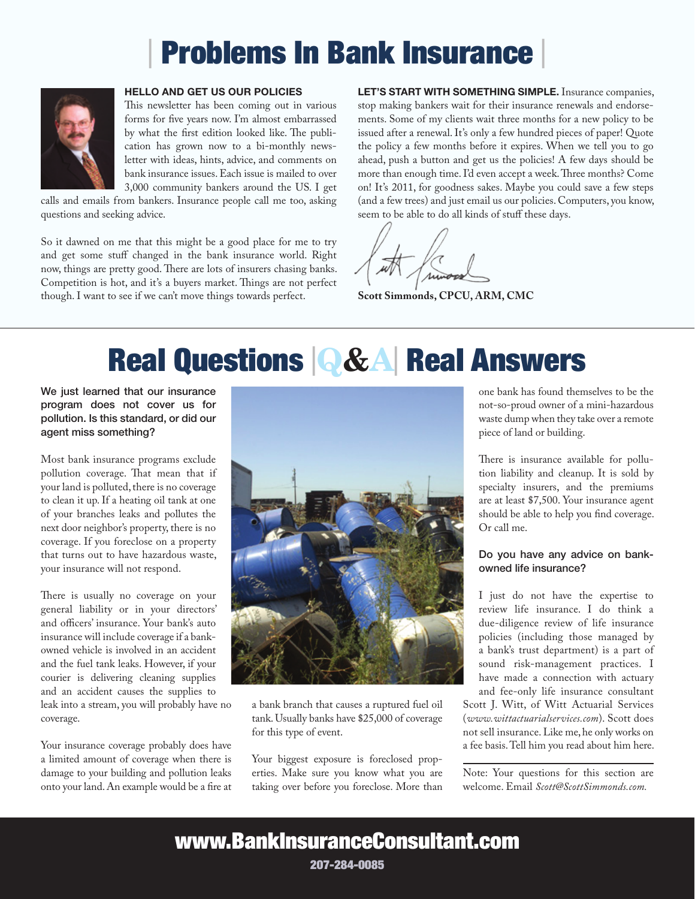# Problems In Bank Insurance

### HELLO AND GET US OUR POLICIES

This newsletter has been coming out in various forms for five years now. I'm almost embarrassed by what the first edition looked like. The publication has grown now to a bi-monthly newsletter with ideas, hints, advice, and comments on bank insurance issues. Each issue is mailed to over 3,000 community bankers around the US. I get calls and emails from bankers. Insurance people call me too, asking questions and seeking advice.

So it dawned on me that this might be a good place for me to try and get some stuff changed in the bank insurance world. Right now, things are pretty good. There are lots of insurers chasing banks. Competition is hot, and it's a buyers market. Things are not perfect though. I want to see if we can't move things towards perfect.

**LET'S START WITH SOMETHING SIMPLE.** Insurance companies, stop making bankers wait for their insurance renewals and endorsements. Some of my clients wait three months for a new policy to be issued after a renewal. It's only a few hundred pieces of paper! Quote the policy a few months before it expires. When we tell you to go ahead, push a button and get us the policies! A few days should be more than enough time. I'd even accept a week. Three months? Come on! It's 2011, for goodness sakes. Maybe you could save a few steps (and a few trees) and just email us our policies. Computers, you know, seem to be able to do all kinds of stuff these days.

**Scott Simmonds, CPCU, ARM, CMC**

# Real Questions | Q&A | Real Answers

**We just learned that our insurance program does not cover us for pollution. Is this standard, or did our agent miss something?**

Most bank insurance programs exclude pollution coverage. That mean that if your land is polluted, there is no coverage to clean it up. If a heating oil tank at one of your branches leaks and pollutes the next door neighbor's property, there is no coverage. If you foreclose on a property that turns out to have hazardous waste, your insurance will not respond.

There is usually no coverage on your general liability or in your directors' and officers' insurance. Your bank's auto insurance will include coverage if a bank-owned vehicle is involved in an accident and the fuel tank leaks. However, if your courier is delivering cleaning supplies and an accident causes the supplies to leak into a stream, you will probably have no coverage.

Your insurance coverage probably does have a limited amount of coverage when there is damage to your building and pollution leaks onto your land. An example would be a fire at a bank branch that causes a ruptured fuel oil tank. Usually banks have $25,000 of coverage for this type of event.

Your biggest exposure is foreclosed properties. Make sure you know what you are taking over before you foreclose. More than one bank has found themselves to be the not-so-proud owner of a mini-hazardous waste dump when they take over a remote piece of land or building.

There is insurance available for pollution liability and cleanup. It is sold by specialty insurers, and the premiums are at least $7,500. Your insurance agent should be able to help you find coverage. Or call me.

**Do you have any advice on bank-owned life insurance?**

I just do not have the expertise to review life insurance. I do think a due-diligence review of life insurance policies (including those managed by a bank's trust department) is a part of sound risk-management practices. I have made a connection with actuary and fee-only life insurance consultant Scott J. Witt, of Witt Actuarial Services (*www.wittactuarialservices.com*). Scott does not sell insurance. Like me, he only works on a fee basis. Tell him you read about him here.

Note: Your questions for this section are welcome. Email *Scott@ScottSimmonds.com.*

**www.BankInsuranceConsultant.com**

**207-284-0085**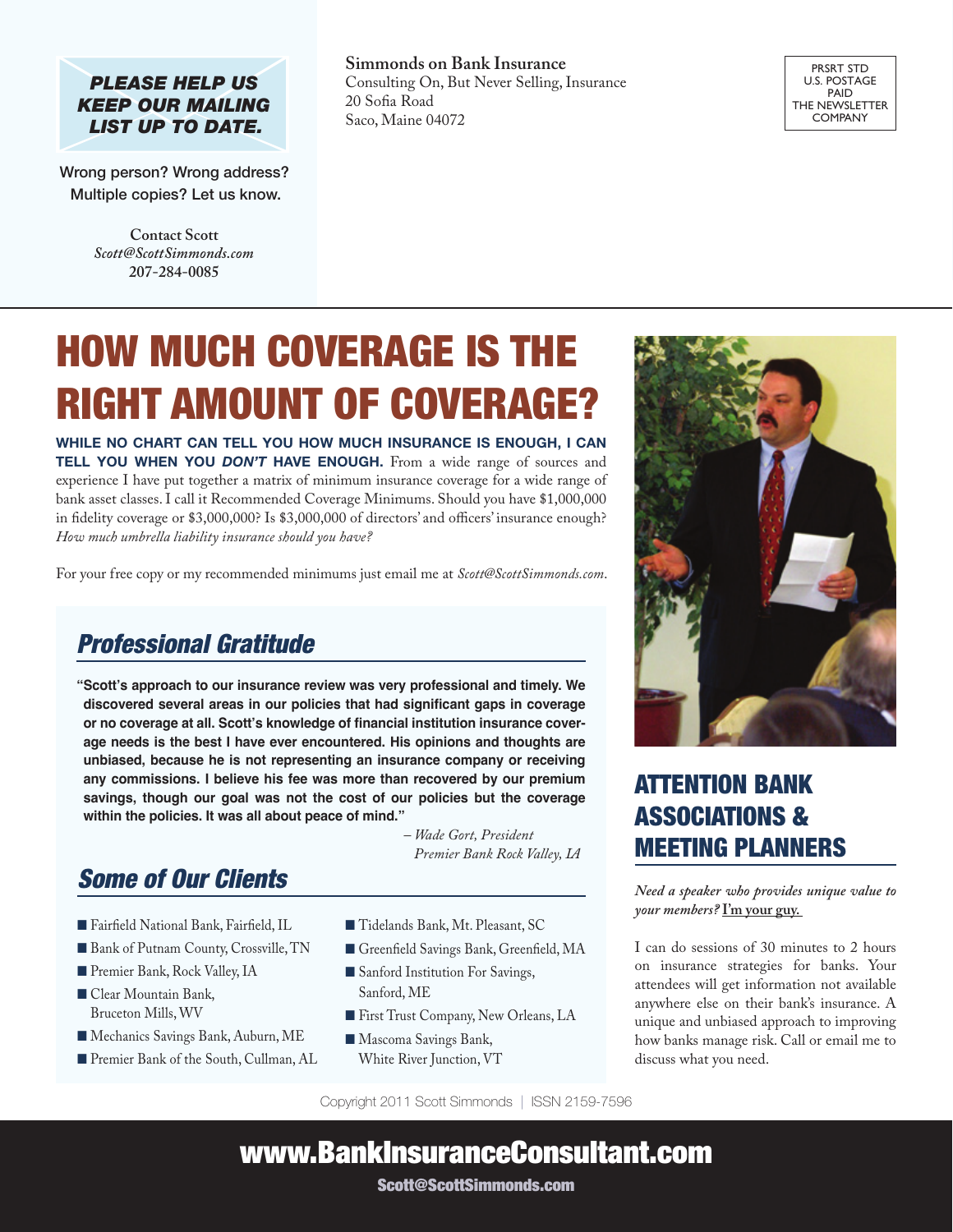**PLEASE HELP US KEEP OUR MAILING LIST UP TO DATE.**

Wrong person? Wrong address? Multiple copies? Let us know.

**Contact Scott**
*Scott@ScottSimmonds.com*
**207-284-0085**

**Simmonds on Bank Insurance**
Consulting On, But Never Selling, Insurance
20 Sofia Road
Saco, Maine 04072

PRSRT STD
U.S. POSTAGE
PAID
THE NEWSLETTER COMPANY

# HOW MUCH COVERAGE IS THE RIGHT AMOUNT OF COVERAGE?

**WHILE NO CHART CAN TELL YOU HOW MUCH INSURANCE IS ENOUGH, I CAN TELL YOU WHEN YOU *DON'T* HAVE ENOUGH.** From a wide range of sources and experience I have put together a matrix of minimum insurance coverage for a wide range of bank asset classes. I call it Recommended Coverage Minimums. Should you have $1,000,000 in fidelity coverage or $3,000,000? Is $3,000,000 of directors' and officers' insurance enough? *How much umbrella liability insurance should you have?*

For your free copy or my recommended minimums just email me at *Scott@ScottSimmonds.com*.

## *Professional Gratitude*

**"Scott's approach to our insurance review was very professional and timely. We discovered several areas in our policies that had significant gaps in coverage or no coverage at all. Scott's knowledge of financial institution insurance coverage needs is the best I have ever encountered. His opinions and thoughts are unbiased, because he is not representing an insurance company or receiving any commissions. I believe his fee was more than recovered by our premium savings, though our goal was not the cost of our policies but the coverage within the policies. It was all about peace of mind."**

*– Wade Gort, President*
*Premier Bank Rock Valley, IA*

## *Some of Our Clients*

- Fairfield National Bank, Fairfield, IL
- Bank of Putnam County, Crossville, TN
- Premier Bank, Rock Valley, IA
- Clear Mountain Bank, Bruceton Mills, WV
- Mechanics Savings Bank, Auburn, ME
- Premier Bank of the South, Cullman, AL
- Tidelands Bank, Mt. Pleasant, SC
- Greenfield Savings Bank, Greenfield, MA
- Sanford Institution For Savings, Sanford, ME
- First Trust Company, New Orleans, LA
- Mascoma Savings Bank, White River Junction, VT

## ATTENTION BANK ASSOCIATIONS & MEETING PLANNERS

***Need a speaker who provides unique value to your members?*** **I'm your guy.**

I can do sessions of 30 minutes to 2 hours on insurance strategies for banks. Your attendees will get information not available anywhere else on their bank's insurance. A unique and unbiased approach to improving how banks manage risk. Call or email me to discuss what you need.

Copyright 2011 Scott Simmonds | ISSN 2159-7596

**www.BankInsuranceConsultant.com**

**Scott@ScottSimmonds.com**